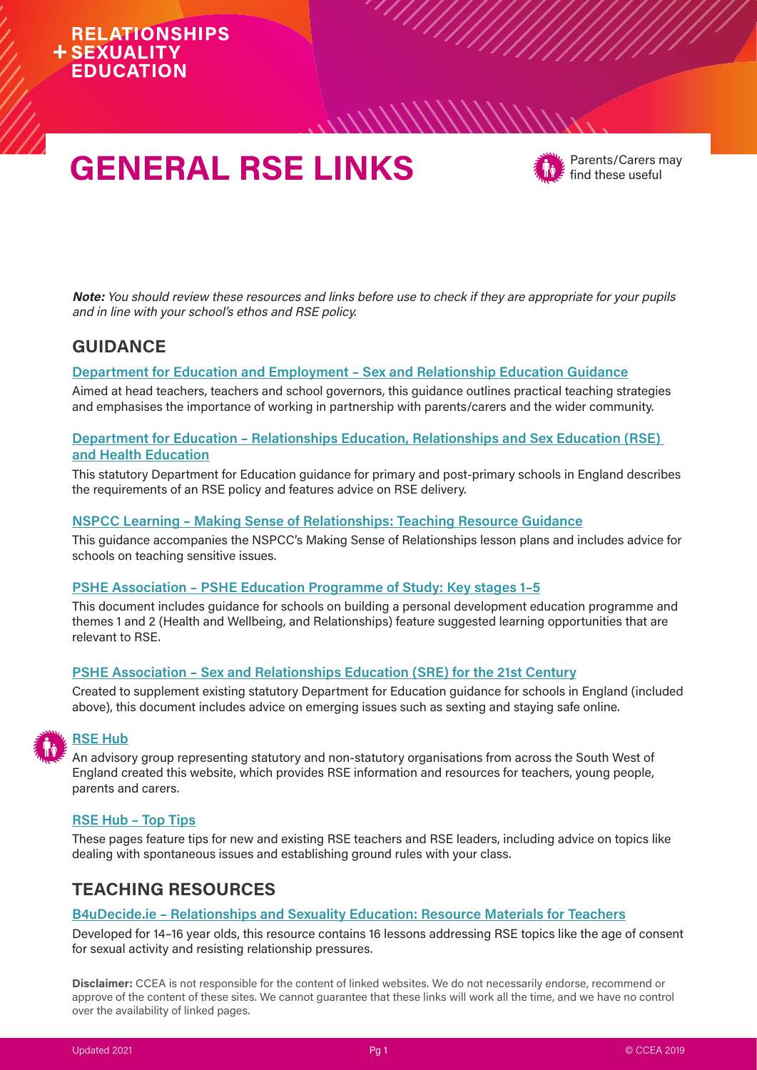RELATIONSHIPS + SEXUALITY EDUCATION

# GENERAL RSE LINKS

Parents/Carers may find these useful

***Note:*** *You should review these resources and links before use to check if they are appropriate for your pupils and in line with your school's ethos and RSE policy.*

## GUIDANCE

**Department for Education and Employment – Sex and Relationship Education Guidance**

Aimed at head teachers, teachers and school governors, this guidance outlines practical teaching strategies and emphasises the importance of working in partnership with parents/carers and the wider community.

**Department for Education – Relationships Education, Relationships and Sex Education (RSE) and Health Education**

This statutory Department for Education guidance for primary and post-primary schools in England describes the requirements of an RSE policy and features advice on RSE delivery.

**NSPCC Learning – Making Sense of Relationships: Teaching Resource Guidance**

This guidance accompanies the NSPCC's Making Sense of Relationships lesson plans and includes advice for schools on teaching sensitive issues.

**PSHE Association – PSHE Education Programme of Study: Key stages 1–5**

This document includes guidance for schools on building a personal development education programme and themes 1 and 2 (Health and Wellbeing, and Relationships) feature suggested learning opportunities that are relevant to RSE.

**PSHE Association – Sex and Relationships Education (SRE) for the 21st Century**

Created to supplement existing statutory Department for Education guidance for schools in England (included above), this document includes advice on emerging issues such as sexting and staying safe online.

**RSE Hub**

An advisory group representing statutory and non-statutory organisations from across the South West of England created this website, which provides RSE information and resources for teachers, young people, parents and carers.

**RSE Hub – Top Tips**

These pages feature tips for new and existing RSE teachers and RSE leaders, including advice on topics like dealing with spontaneous issues and establishing ground rules with your class.

## TEACHING RESOURCES

**B4uDecide.ie – Relationships and Sexuality Education: Resource Materials for Teachers**

Developed for 14–16 year olds, this resource contains 16 lessons addressing RSE topics like the age of consent for sexual activity and resisting relationship pressures.

**Disclaimer:** CCEA is not responsible for the content of linked websites. We do not necessarily endorse, recommend or approve of the content of these sites. We cannot guarantee that these links will work all the time, and we have no control over the availability of linked pages.

Updated 2021

© CCEA 2019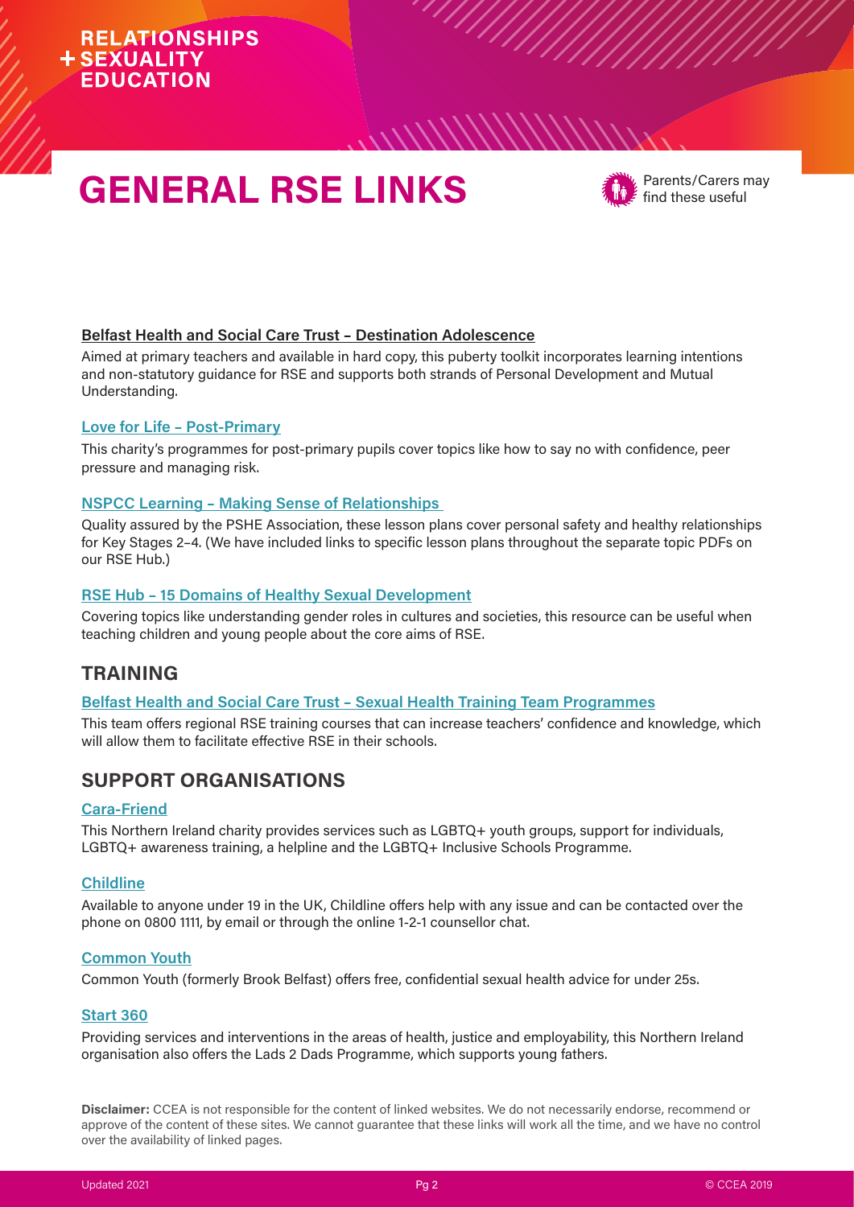# GENERAL RSE LINKS

Parents/Carers may find these useful

**Belfast Health and Social Care Trust – Destination Adolescence**

Aimed at primary teachers and available in hard copy, this puberty toolkit incorporates learning intentions and non-statutory guidance for RSE and supports both strands of Personal Development and Mutual Understanding.

**Love for Life – Post-Primary**

This charity's programmes for post-primary pupils cover topics like how to say no with confidence, peer pressure and managing risk.

**NSPCC Learning – Making Sense of Relationships**

Quality assured by the PSHE Association, these lesson plans cover personal safety and healthy relationships for Key Stages 2–4. (We have included links to specific lesson plans throughout the separate topic PDFs on our RSE Hub.)

**RSE Hub – 15 Domains of Healthy Sexual Development**

Covering topics like understanding gender roles in cultures and societies, this resource can be useful when teaching children and young people about the core aims of RSE.

## TRAINING

**Belfast Health and Social Care Trust – Sexual Health Training Team Programmes**

This team offers regional RSE training courses that can increase teachers' confidence and knowledge, which will allow them to facilitate effective RSE in their schools.

## SUPPORT ORGANISATIONS

**Cara-Friend**

This Northern Ireland charity provides services such as LGBTQ+ youth groups, support for individuals, LGBTQ+ awareness training, a helpline and the LGBTQ+ Inclusive Schools Programme.

**Childline**

Available to anyone under 19 in the UK, Childline offers help with any issue and can be contacted over the phone on 0800 1111, by email or through the online 1-2-1 counsellor chat.

**Common Youth**

Common Youth (formerly Brook Belfast) offers free, confidential sexual health advice for under 25s.

**Start 360**

Providing services and interventions in the areas of health, justice and employability, this Northern Ireland organisation also offers the Lads 2 Dads Programme, which supports young fathers.

**Disclaimer:** CCEA is not responsible for the content of linked websites. We do not necessarily endorse, recommend or approve of the content of these sites. We cannot guarantee that these links will work all the time, and we have no control over the availability of linked pages.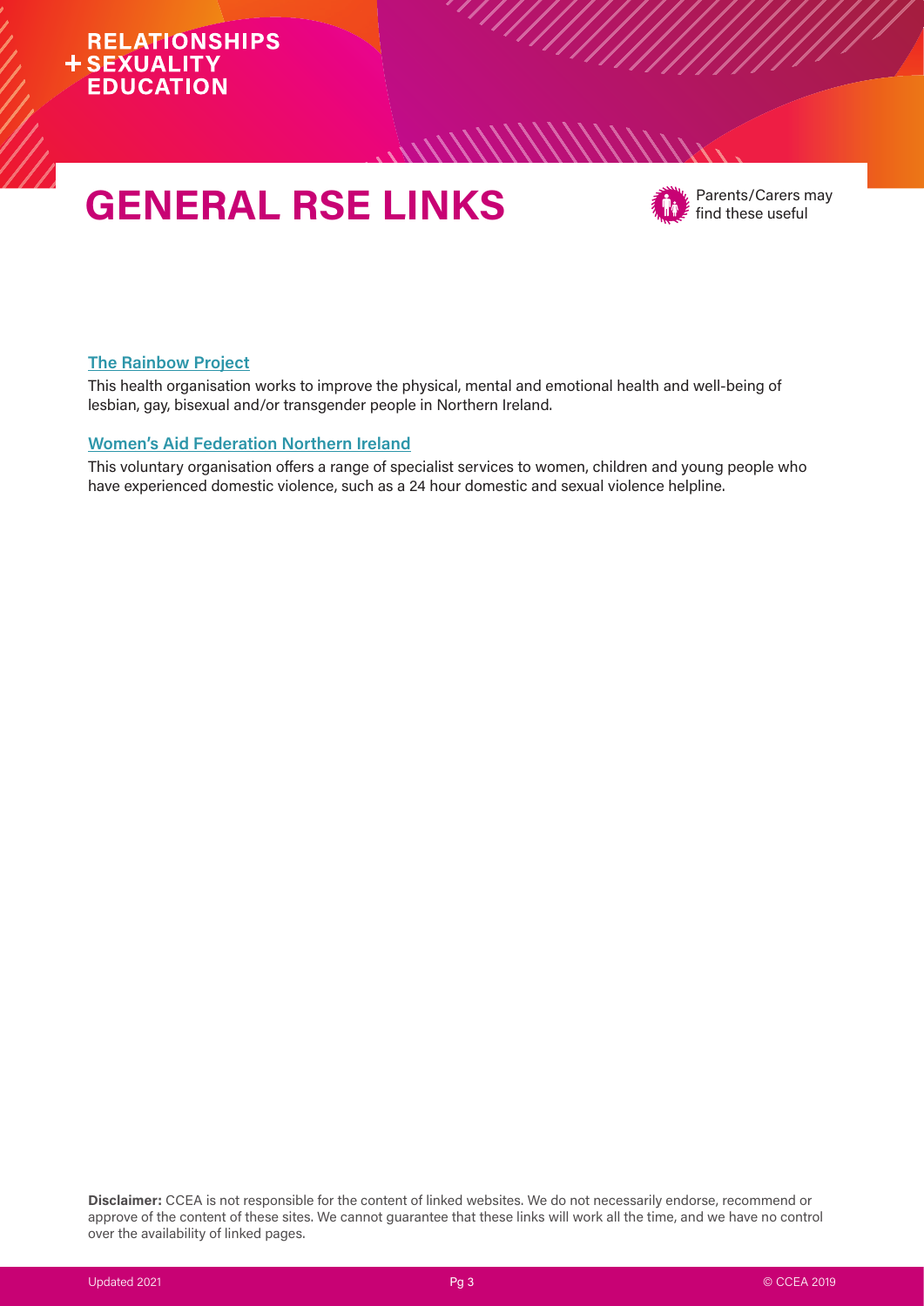# GENERAL RSE LINKS

Parents/Carers may find these useful

**The Rainbow Project**

This health organisation works to improve the physical, mental and emotional health and well-being of lesbian, gay, bisexual and/or transgender people in Northern Ireland.

**Women's Aid Federation Northern Ireland**

This voluntary organisation offers a range of specialist services to women, children and young people who have experienced domestic violence, such as a 24 hour domestic and sexual violence helpline.

**Disclaimer:** CCEA is not responsible for the content of linked websites. We do not necessarily endorse, recommend or approve of the content of these sites. We cannot guarantee that these links will work all the time, and we have no control over the availability of linked pages.